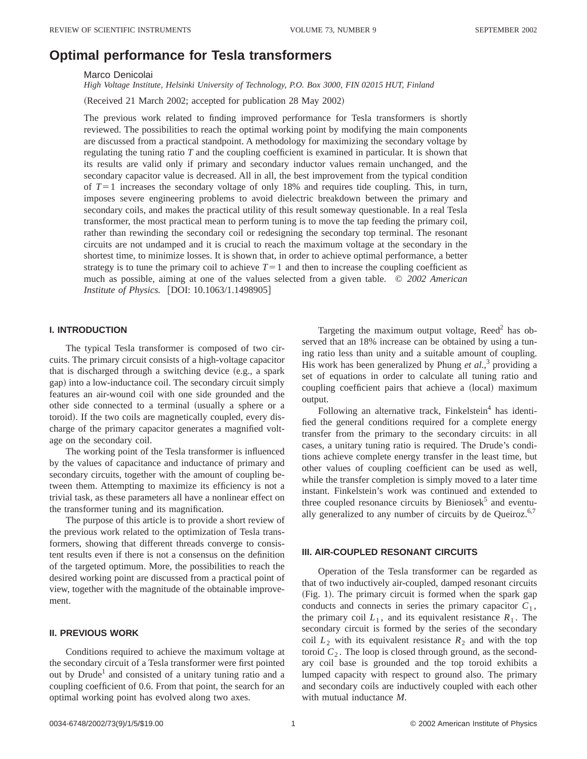# Optimal performance for Tesla transformers

Marco Denicolai

*High Voltage Institute, Helsinki University of Technology, P.O. Box 3000, FIN 02015 HUT, Finland*

(Received 21 March 2002; accepted for publication 28 May 2002)

The previous work related to finding improved performance for Tesla transformers is shortly reviewed. The possibilities to reach the optimal working point by modifying the main components are discussed from a practical standpoint. A methodology for maximizing the secondary voltage by regulating the tuning ratio $T$ and the coupling coefficient is examined in particular. It is shown that its results are valid only if primary and secondary inductor values remain unchanged, and the secondary capacitor value is decreased. All in all, the best improvement from the typical condition of $T=1$ increases the secondary voltage of only 18% and requires tide coupling. This, in turn, imposes severe engineering problems to avoid dielectric breakdown between the primary and secondary coils, and makes the practical utility of this result someway questionable. In a real Tesla transformer, the most practical mean to perform tuning is to move the tap feeding the primary coil, rather than rewinding the secondary coil or redesigning the secondary top terminal. The resonant circuits are not undamped and it is crucial to reach the maximum voltage at the secondary in the shortest time, to minimize losses. It is shown that, in order to achieve optimal performance, a better strategy is to tune the primary coil to achieve $T=1$ and then to increase the coupling coefficient as much as possible, aiming at one of the values selected from a given table. © *2002 American Institute of Physics.* [DOI: 10.1063/1.1498905]

## I. INTRODUCTION

The typical Tesla transformer is composed of two circuits. The primary circuit consists of a high-voltage capacitor that is discharged through a switching device (e.g., a spark gap) into a low-inductance coil. The secondary circuit simply features an air-wound coil with one side grounded and the other side connected to a terminal (usually a sphere or a toroid). If the two coils are magnetically coupled, every discharge of the primary capacitor generates a magnified voltage on the secondary coil.

The working point of the Tesla transformer is influenced by the values of capacitance and inductance of primary and secondary circuits, together with the amount of coupling between them. Attempting to maximize its efficiency is not a trivial task, as these parameters all have a nonlinear effect on the transformer tuning and its magnification.

The purpose of this article is to provide a short review of the previous work related to the optimization of Tesla transformers, showing that different threads converge to consistent results even if there is not a consensus on the definition of the targeted optimum. More, the possibilities to reach the desired working point are discussed from a practical point of view, together with the magnitude of the obtainable improvement.

## II. PREVIOUS WORK

Conditions required to achieve the maximum voltage at the secondary circuit of a Tesla transformer were first pointed out by Drude[1] and consisted of a unitary tuning ratio and a coupling coefficient of 0.6. From that point, the search for an optimal working point has evolved along two axes.

Targeting the maximum output voltage, Reed[2] has observed that an 18% increase can be obtained by using a tuning ratio less than unity and a suitable amount of coupling. His work has been generalized by Phung *et al.*,[3] providing a set of equations in order to calculate all tuning ratio and coupling coefficient pairs that achieve a (local) maximum output.

Following an alternative track, Finkelstein[4] has identified the general conditions required for a complete energy transfer from the primary to the secondary circuits: in all cases, a unitary tuning ratio is required. The Drude's conditions achieve complete energy transfer in the least time, but other values of coupling coefficient can be used as well, while the transfer completion is simply moved to a later time instant. Finkelstein's work was continued and extended to three coupled resonance circuits by Bieniosek[5] and eventually generalized to any number of circuits by de Queiroz.[6,7]

## III. AIR-COUPLED RESONANT CIRCUITS

Operation of the Tesla transformer can be regarded as that of two inductively air-coupled, damped resonant circuits (Fig. 1). The primary circuit is formed when the spark gap conducts and connects in series the primary capacitor $C_1$, the primary coil $L_1$, and its equivalent resistance $R_1$. The secondary circuit is formed by the series of the secondary coil $L_2$ with its equivalent resistance $R_2$ and with the top toroid $C_2$. The loop is closed through ground, as the secondary coil base is grounded and the top toroid exhibits a lumped capacity with respect to ground also. The primary and secondary coils are inductively coupled with each other with mutual inductance $M$.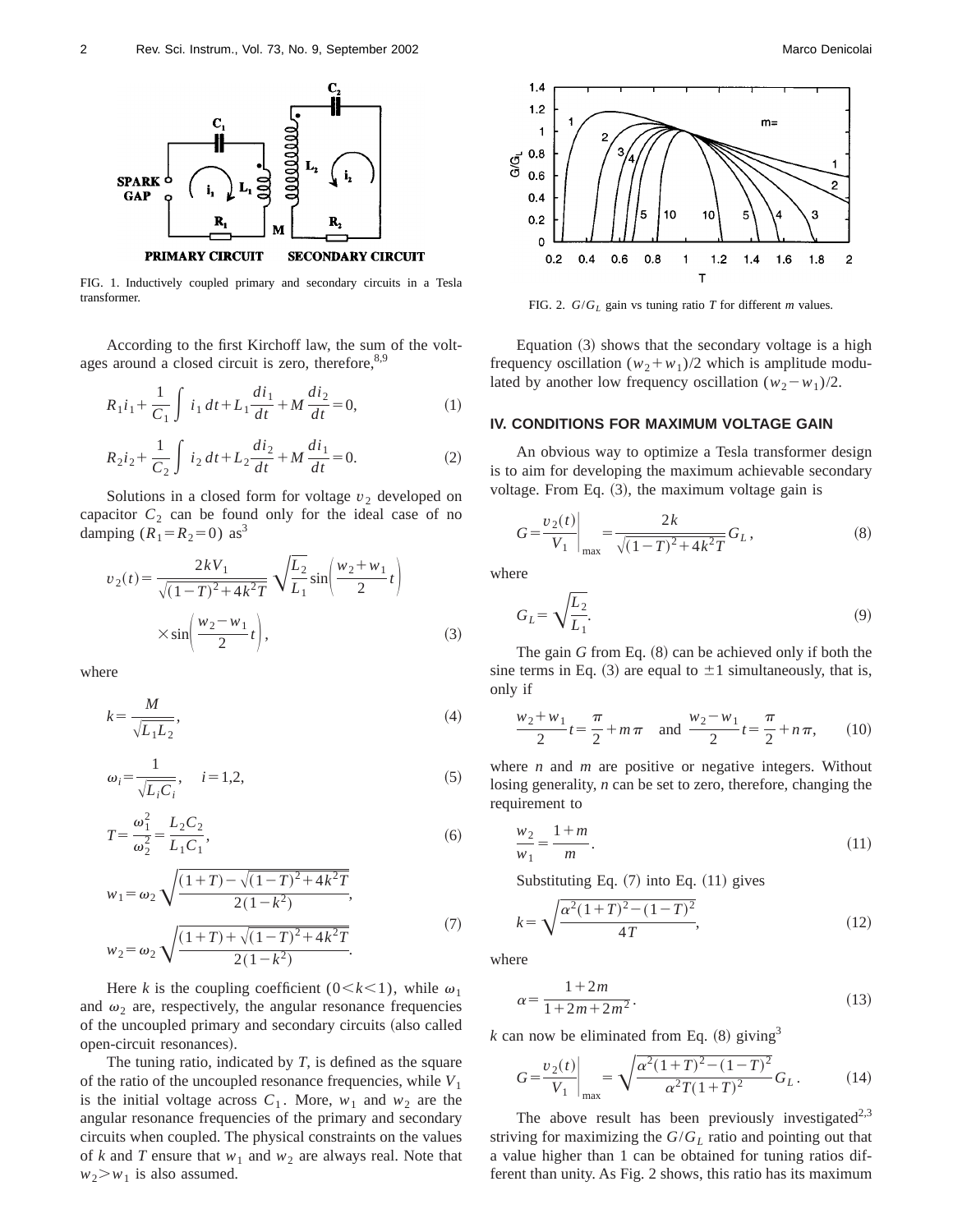FIG. 1. Inductively coupled primary and secondary circuits in a Tesla transformer.

According to the first Kirchoff law, the sum of the voltages around a closed circuit is zero, therefore,[8,9]

$$R_1 i_1 + \frac{1}{C_1}\int i_1\,dt + L_1\frac{di_1}{dt} + M\frac{di_2}{dt} = 0, \tag{1}$$

$$R_2 i_2 + \frac{1}{C_2}\int i_2\,dt + L_2\frac{di_2}{dt} + M\frac{di_1}{dt} = 0. \tag{2}$$

Solutions in a closed form for voltage $v_2$ developed on capacitor $C_2$ can be found only for the ideal case of no damping ($R_1 = R_2 = 0$) as[3]

$$v_2(t) = \frac{2kV_1}{\sqrt{(1-T)^2+4k^2T}}\sqrt{\frac{L_2}{L_1}}\sin\left(\frac{w_2+w_1}{2}t\right) \times \sin\left(\frac{w_2-w_1}{2}t\right), \tag{3}$$

where

$$k = \frac{M}{\sqrt{L_1 L_2}}, \tag{4}$$

$$\omega_i = \frac{1}{\sqrt{L_i C_i}}, \quad i = 1,2, \tag{5}$$

$$T = \frac{\omega_1^2}{\omega_2^2} = \frac{L_2 C_2}{L_1 C_1}, \tag{6}$$

$$w_1 = \omega_2\sqrt{\frac{(1+T)-\sqrt{(1-T)^2+4k^2T}}{2(1-k^2)}},$$
$$w_2 = \omega_2\sqrt{\frac{(1+T)+\sqrt{(1-T)^2+4k^2T}}{2(1-k^2)}}. \tag{7}$$

Here $k$ is the coupling coefficient ($0<k<1$), while $\omega_1$ and $\omega_2$ are, respectively, the angular resonance frequencies of the uncoupled primary and secondary circuits (also called open-circuit resonances).

The tuning ratio, indicated by $T$, is defined as the square of the ratio of the uncoupled resonance frequencies, while $V_1$ is the initial voltage across $C_1$. More, $w_1$ and $w_2$ are the angular resonance frequencies of the primary and secondary circuits when coupled. The physical constraints on the values of $k$ and $T$ ensure that $w_1$ and $w_2$ are always real. Note that $w_2 > w_1$ is also assumed.

FIG. 2. $G/G_L$ gain vs tuning ratio $T$ for different $m$ values.

Equation (3) shows that the secondary voltage is a high frequency oscillation $(w_2+w_1)/2$ which is amplitude modulated by another low frequency oscillation $(w_2-w_1)/2$.

## IV. CONDITIONS FOR MAXIMUM VOLTAGE GAIN

An obvious way to optimize a Tesla transformer design is to aim for developing the maximum achievable secondary voltage. From Eq. (3), the maximum voltage gain is

$$G = \left.\frac{v_2(t)}{V_1}\right|_{\max} = \frac{2k}{\sqrt{(1-T)^2+4k^2T}}G_L, \tag{8}$$

where

$$G_L = \sqrt{\frac{L_2}{L_1}}. \tag{9}$$

The gain $G$ from Eq. (8) can be achieved only if both the sine terms in Eq. (3) are equal to $\pm 1$ simultaneously, that is, only if

$$\frac{w_2+w_1}{2}t = \frac{\pi}{2} + m\pi \quad \text{and} \quad \frac{w_2-w_1}{2}t = \frac{\pi}{2} + n\pi, \tag{10}$$

where $n$ and $m$ are positive or negative integers. Without losing generality, $n$ can be set to zero, therefore, changing the requirement to

$$\frac{w_2}{w_1} = \frac{1+m}{m}. \tag{11}$$

Substituting Eq. (7) into Eq. (11) gives

$$k = \sqrt{\frac{\alpha^2(1+T)^2-(1-T)^2}{4T}}, \tag{12}$$

where

$$\alpha = \frac{1+2m}{1+2m+2m^2}. \tag{13}$$

$k$ can now be eliminated from Eq. (8) giving[3]

$$G = \left.\frac{v_2(t)}{V_1}\right|_{\max} = \sqrt{\frac{\alpha^2(1+T)^2-(1-T)^2}{\alpha^2 T(1+T)^2}}G_L. \tag{14}$$

The above result has been previously investigated[2,3] striving for maximizing the $G/G_L$ ratio and pointing out that a value higher than 1 can be obtained for tuning ratios different than unity. As Fig. 2 shows, this ratio has its maximum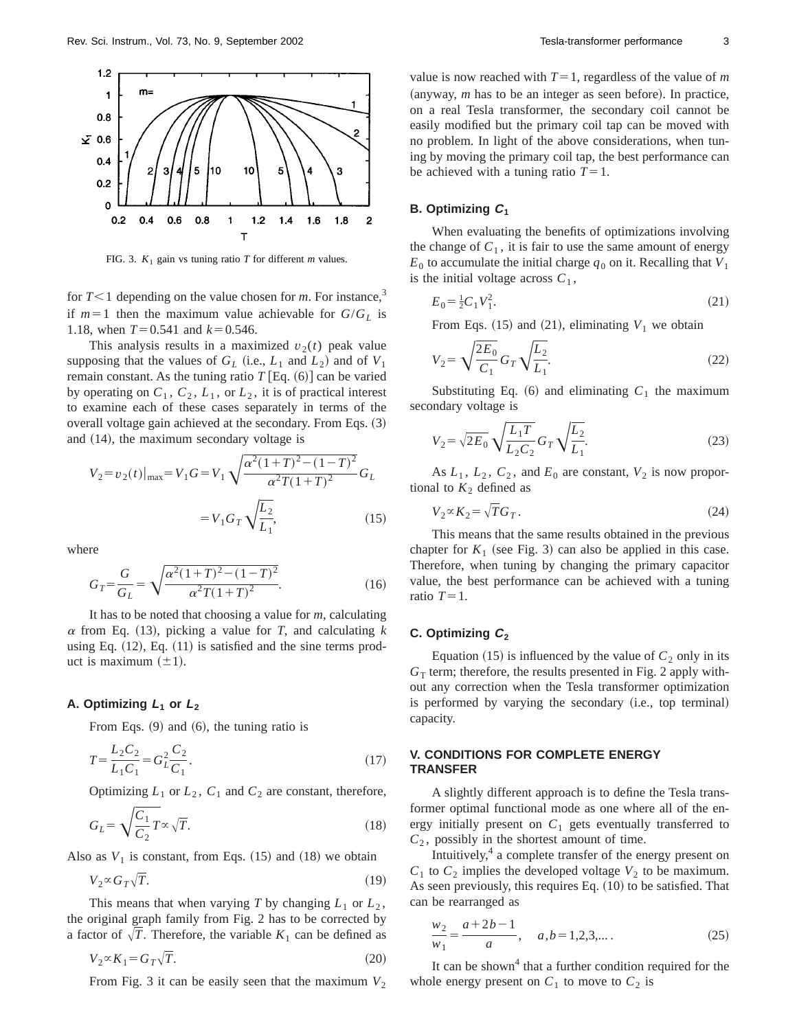FIG. 3. $K_1$ gain vs tuning ratio $T$ for different $m$ values.

for $T<1$ depending on the value chosen for $m$. For instance,[3] if $m=1$ then the maximum value achievable for $G/G_L$ is 1.18, when $T=0.541$ and $k=0.546$.

This analysis results in a maximized $v_2(t)$ peak value supposing that the values of $G_L$ (i.e., $L_1$ and $L_2$) and of $V_1$ remain constant. As the tuning ratio $T$ [Eq. (6)] can be varied by operating on $C_1$, $C_2$, $L_1$, or $L_2$, it is of practical interest to examine each of these cases separately in terms of the overall voltage gain achieved at the secondary. From Eqs. (3) and (14), the maximum secondary voltage is

$$V_2=v_2(t)|_{\max}=V_1 G=V_1\sqrt{\frac{\alpha^2(1+T)^2-(1-T)^2}{\alpha^2 T(1+T)^2}}G_L$$
$$=V_1 G_T\sqrt{\frac{L_2}{L_1}}, \tag{15}$$

where

$$G_T=\frac{G}{G_L}=\sqrt{\frac{\alpha^2(1+T)^2-(1-T)^2}{\alpha^2 T(1+T)^2}}. \tag{16}$$

It has to be noted that choosing a value for $m$, calculating $\alpha$ from Eq. (13), picking a value for $T$, and calculating $k$ using Eq. (12), Eq. (11) is satisfied and the sine terms product is maximum ($\pm 1$).

### A. Optimizing $L_1$ or $L_2$

From Eqs. (9) and (6), the tuning ratio is

$$T=\frac{L_2C_2}{L_1C_1}=G_L^2\frac{C_2}{C_1}. \tag{17}$$

Optimizing $L_1$ or $L_2$, $C_1$ and $C_2$ are constant, therefore,

$$G_L=\sqrt{\frac{C_1}{C_2}T}\propto\sqrt{T}. \tag{18}$$

Also as $V_1$ is constant, from Eqs. (15) and (18) we obtain

$$V_2\propto G_T\sqrt{T}. \tag{19}$$

This means that when varying $T$ by changing $L_1$ or $L_2$, the original graph family from Fig. 2 has to be corrected by a factor of $\sqrt{T}$. Therefore, the variable $K_1$ can be defined as

$$V_2\propto K_1=G_T\sqrt{T}. \tag{20}$$

From Fig. 3 it can be easily seen that the maximum $V_2$ value is now reached with $T=1$, regardless of the value of $m$ (anyway, $m$ has to be an integer as seen before). In practice, on a real Tesla transformer, the secondary coil cannot be easily modified but the primary coil tap can be moved with no problem. In light of the above considerations, when tuning by moving the primary coil tap, the best performance can be achieved with a tuning ratio $T=1$.

### B. Optimizing $C_1$

When evaluating the benefits of optimizations involving the change of $C_1$, it is fair to use the same amount of energy $E_0$ to accumulate the initial charge $q_0$ on it. Recalling that $V_1$ is the initial voltage across $C_1$,

$$E_0=\tfrac{1}{2}C_1V_1^2. \tag{21}$$

From Eqs. (15) and (21), eliminating $V_1$ we obtain

$$V_2=\sqrt{\frac{2E_0}{C_1}}G_T\sqrt{\frac{L_2}{L_1}}. \tag{22}$$

Substituting Eq. (6) and eliminating $C_1$ the maximum secondary voltage is

$$V_2=\sqrt{2E_0}\sqrt{\frac{L_1T}{L_2C_2}}G_T\sqrt{\frac{L_2}{L_1}}. \tag{23}$$

As $L_1$, $L_2$, $C_2$, and $E_0$ are constant, $V_2$ is now proportional to $K_2$ defined as

$$V_2\propto K_2=\sqrt{T}G_T. \tag{24}$$

This means that the same results obtained in the previous chapter for $K_1$ (see Fig. 3) can also be applied in this case. Therefore, when tuning by changing the primary capacitor value, the best performance can be achieved with a tuning ratio $T=1$.

### C. Optimizing $C_2$

Equation (15) is influenced by the value of $C_2$ only in its $G_T$ term; therefore, the results presented in Fig. 2 apply without any correction when the Tesla transformer optimization is performed by varying the secondary (i.e., top terminal) capacity.

## V. CONDITIONS FOR COMPLETE ENERGY TRANSFER

A slightly different approach is to define the Tesla transformer optimal functional mode as one where all of the energy initially present on $C_1$ gets eventually transferred to $C_2$, possibly in the shortest amount of time.

Intuitively,[4] a complete transfer of the energy present on $C_1$ to $C_2$ implies the developed voltage $V_2$ to be maximum. As seen previously, this requires Eq. (10) to be satisfied. That can be rearranged as

$$\frac{w_2}{w_1}=\frac{a+2b-1}{a},\quad a,b=1,2,3,\ldots. \tag{25}$$

It can be shown[4] that a further condition required for the whole energy present on $C_1$ to move to $C_2$ is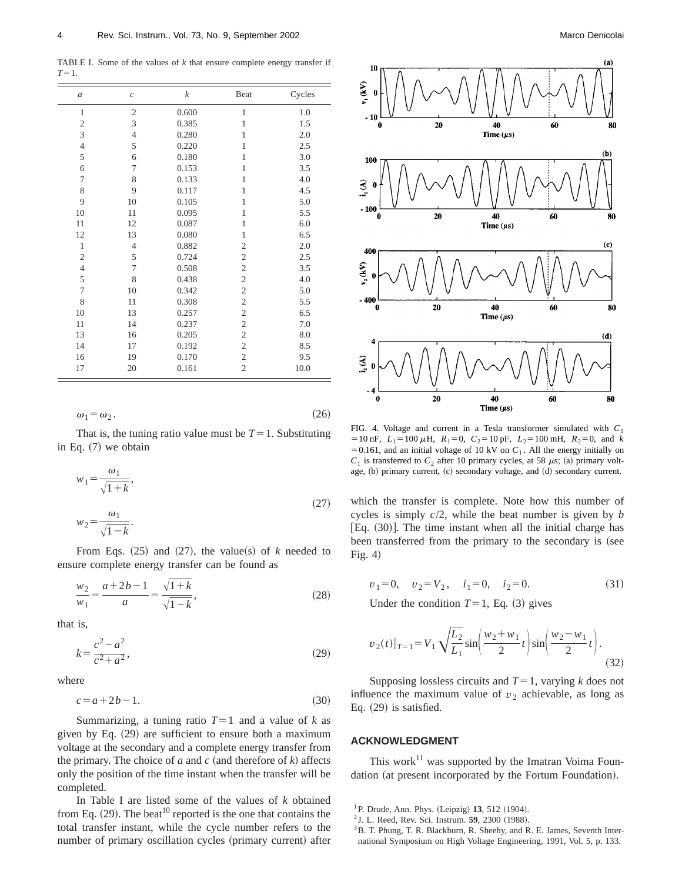TABLE I. Some of the values of $k$ that ensure complete energy transfer if $T=1$.

| $a$ | $c$ | $k$ | Beat | Cycles |
|---|---|---|---|---|
| 1 | 2 | 0.600 | 1 | 1.0 |
| 2 | 3 | 0.385 | 1 | 1.5 |
| 3 | 4 | 0.280 | 1 | 2.0 |
| 4 | 5 | 0.220 | 1 | 2.5 |
| 5 | 6 | 0.180 | 1 | 3.0 |
| 6 | 7 | 0.153 | 1 | 3.5 |
| 7 | 8 | 0.133 | 1 | 4.0 |
| 8 | 9 | 0.117 | 1 | 4.5 |
| 9 | 10 | 0.105 | 1 | 5.0 |
| 10 | 11 | 0.095 | 1 | 5.5 |
| 11 | 12 | 0.087 | 1 | 6.0 |
| 12 | 13 | 0.080 | 1 | 6.5 |
| 1 | 4 | 0.882 | 2 | 2.0 |
| 2 | 5 | 0.724 | 2 | 2.5 |
| 4 | 7 | 0.508 | 2 | 3.5 |
| 5 | 8 | 0.438 | 2 | 4.0 |
| 7 | 10 | 0.342 | 2 | 5.0 |
| 8 | 11 | 0.308 | 2 | 5.5 |
| 10 | 13 | 0.257 | 2 | 6.5 |
| 11 | 14 | 0.237 | 2 | 7.0 |
| 13 | 16 | 0.205 | 2 | 8.0 |
| 14 | 17 | 0.192 | 2 | 8.5 |
| 16 | 19 | 0.170 | 2 | 9.5 |
| 17 | 20 | 0.161 | 2 | 10.0 |

$$\omega_1 = \omega_2. \tag{26}$$

That is, the tuning ratio value must be $T=1$. Substituting in Eq. (7) we obtain

$$w_1 = \frac{\omega_1}{\sqrt{1+k}},$$
$$w_2 = \frac{\omega_1}{\sqrt{1-k}}. \tag{27}$$

From Eqs. (25) and (27), the value(s) of $k$ needed to ensure complete energy transfer can be found as

$$\frac{w_2}{w_1} = \frac{a+2b-1}{a} = \frac{\sqrt{1+k}}{\sqrt{1-k}}, \tag{28}$$

that is,

$$k = \frac{c^2 - a^2}{c^2 + a^2}, \tag{29}$$

where

$$c = a + 2b - 1. \tag{30}$$

Summarizing, a tuning ratio $T=1$ and a value of $k$ as given by Eq. (29) are sufficient to ensure both a maximum voltage at the secondary and a complete energy transfer from the primary. The choice of $a$ and $c$ (and therefore of $k$) affects only the position of the time instant when the transfer will be completed.

In Table I are listed some of the values of $k$ obtained from Eq. (29). The beat[10] reported is the one that contains the total transfer instant, while the cycle number refers to the number of primary oscillation cycles (primary current) after which the transfer is complete. Note how this number of cycles is simply $c/2$, while the beat number is given by $b$ [Eq. (30)]. The time instant when all the initial charge has been transferred from the primary to the secondary is (see Fig. 4)

FIG. 4. Voltage and current in a Tesla transformer simulated with $C_1 = 10$ nF, $L_1 = 100\ \mu$H, $R_1 = 0$, $C_2 = 10$ pF, $L_2 = 100$ mH, $R_2 = 0$, and $k = 0.161$, and an initial voltage of 10 kV on $C_1$. All the energy initially on $C_1$ is transferred to $C_2$ after 10 primary cycles, at 58 $\mu$s; (a) primary voltage, (b) primary current, (c) secondary voltage, and (d) secondary current.

$$v_1 = 0, \quad v_2 = V_2, \quad i_1 = 0, \quad i_2 = 0. \tag{31}$$

Under the condition $T=1$, Eq. (3) gives

$$v_2(t)|_{T=1} = V_1 \sqrt{\frac{L_2}{L_1}} \sin\left(\frac{w_2 + w_1}{2} t\right) \sin\left(\frac{w_2 - w_1}{2} t\right). \tag{32}$$

Supposing lossless circuits and $T=1$, varying $k$ does not influence the maximum value of $v_2$ achievable, as long as Eq. (29) is satisfied.

## ACKNOWLEDGMENT

This work[11] was supported by the Imatran Voima Foundation (at present incorporated by the Fortum Foundation).

[1] P. Drude, Ann. Phys. (Leipzig) **13**, 512 (1904).
[2] J. L. Reed, Rev. Sci. Instrum. **59**, 2300 (1988).
[3] B. T. Phung, T. R. Blackburn, R. Sheehy, and R. E. James, Seventh International Symposium on High Voltage Engineering, 1991, Vol. 5, p. 133.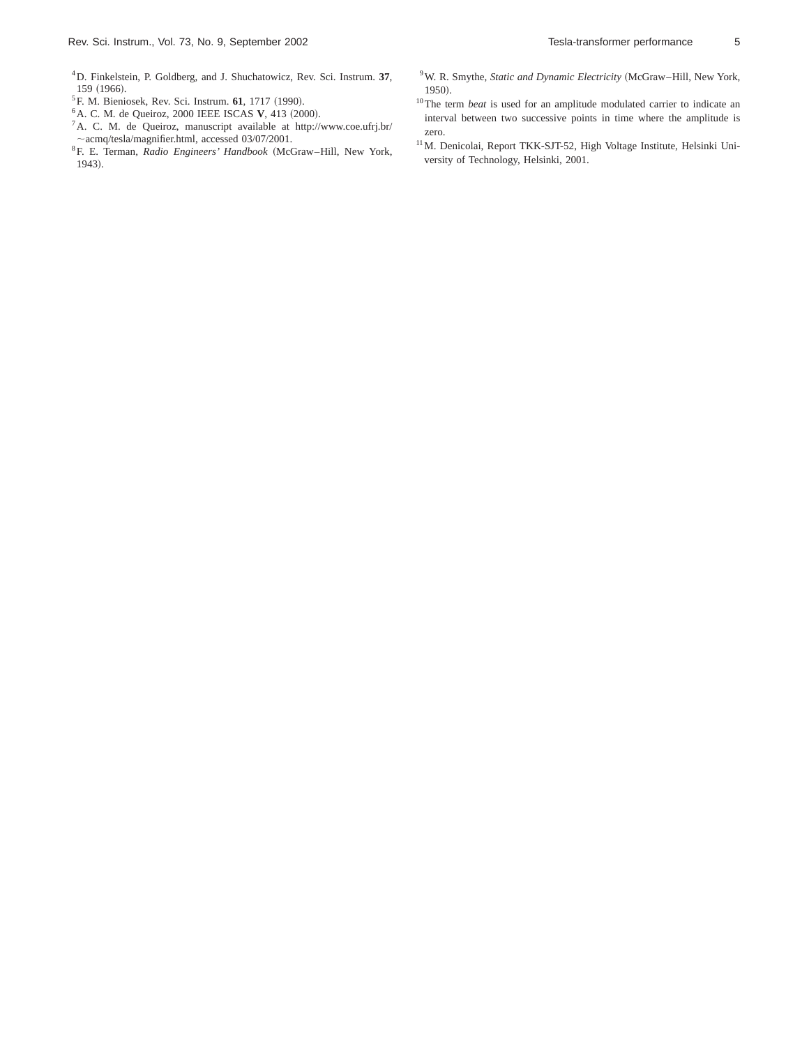[4] D. Finkelstein, P. Goldberg, and J. Shuchatowicz, Rev. Sci. Instrum. **37**, 159 (1966).

[5] F. M. Bieniosek, Rev. Sci. Instrum. **61**, 1717 (1990).

[6] A. C. M. de Queiroz, 2000 IEEE ISCAS **V**, 413 (2000).

[7] A. C. M. de Queiroz, manuscript available at http://www.coe.ufrj.br/~acmq/tesla/magnifier.html, accessed 03/07/2001.

[8] F. E. Terman, *Radio Engineers' Handbook* (McGraw–Hill, New York, 1943).

[9] W. R. Smythe, *Static and Dynamic Electricity* (McGraw–Hill, New York, 1950).

[10] The term *beat* is used for an amplitude modulated carrier to indicate an interval between two successive points in time where the amplitude is zero.

[11] M. Denicolai, Report TKK-SJT-52, High Voltage Institute, Helsinki University of Technology, Helsinki, 2001.